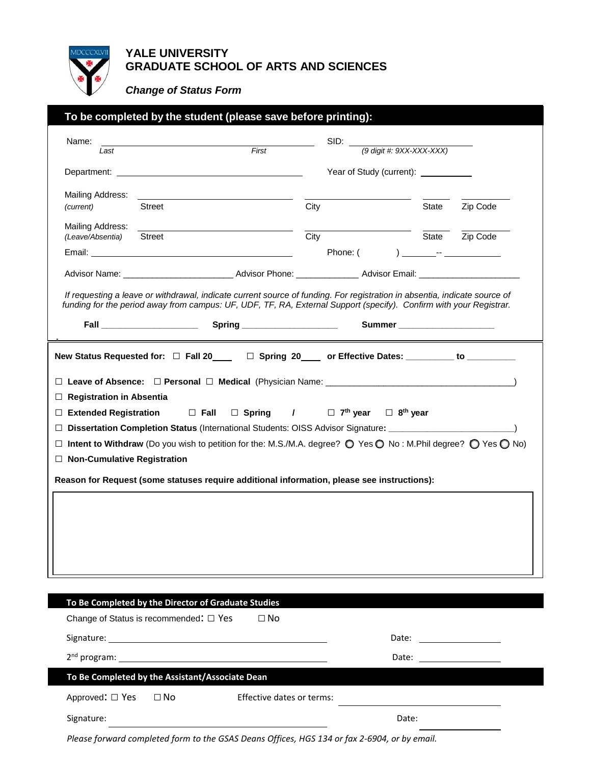# YALE UNIVERSITY
# GRADUATE SCHOOL OF ARTS AND SCIENCES

***Change of Status Form***

## To be completed by the student (please save before printing):

Name: ______________________________ ______________________________  SID: ______________________
*Last* *First* *(9 digit #: 9XX-XXX-XXX)*

Department: ______________________________  Year of Study (current): __________

Mailing Address: ______________________ ______________________ ______ __________
*(current)* Street City State Zip Code

Mailing Address: ______________________ ______________________ ______ __________
*(Leave/Absentia)* Street City State Zip Code

Email: ______________________________  Phone: ( ) _______-- __________

Advisor Name: ______________________ Advisor Phone: _____________ Advisor Email: ____________________

*If requesting a leave or withdrawal, indicate current source of funding. For registration in absentia, indicate source of funding for the period away from campus: UF, UDF, TF, RA, External Support (specify). Confirm with your Registrar.*

**Fall** ____________________ **Spring** ____________________ **Summer** ____________________

**New Status Requested for:** ☐ **Fall 20\_\_\_\_** ☐ **Spring 20\_\_\_\_ or Effective Dates:** __________ **to** __________

☐ **Leave of Absence:** ☐ **Personal** ☐ **Medical** (Physician Name: ______________________________________)

☐ **Registration in Absentia**

☐ **Extended Registration** ☐ **Fall** ☐ **Spring** / ☐ **7th year** ☐ **8th year**

☐ **Dissertation Completion Status** (International Students: OISS Advisor Signature**:** __________________________)

☐ **Intent to Withdraw** (Do you wish to petition for the: M.S./M.A. degree? ◯ Yes ◯ No : M.Phil degree? ◯ Yes ◯ No)

☐ **Non-Cumulative Registration**

**Reason for Request (some statuses require additional information, please see instructions):**

## To Be Completed by the Director of Graduate Studies

Change of Status is recommended**:** ☐ Yes ☐ No

Signature: ______________________________ Date: ______________

2nd program: ______________________________ Date: ______________

## To Be Completed by the Assistant/Associate Dean

Approved**:** ☐ Yes ☐ No Effective dates or terms: ______________________

Signature: ______________________________ Date: ______________

*Please forward completed form to the GSAS Deans Offices, HGS 134 or fax 2-6904, or by email.*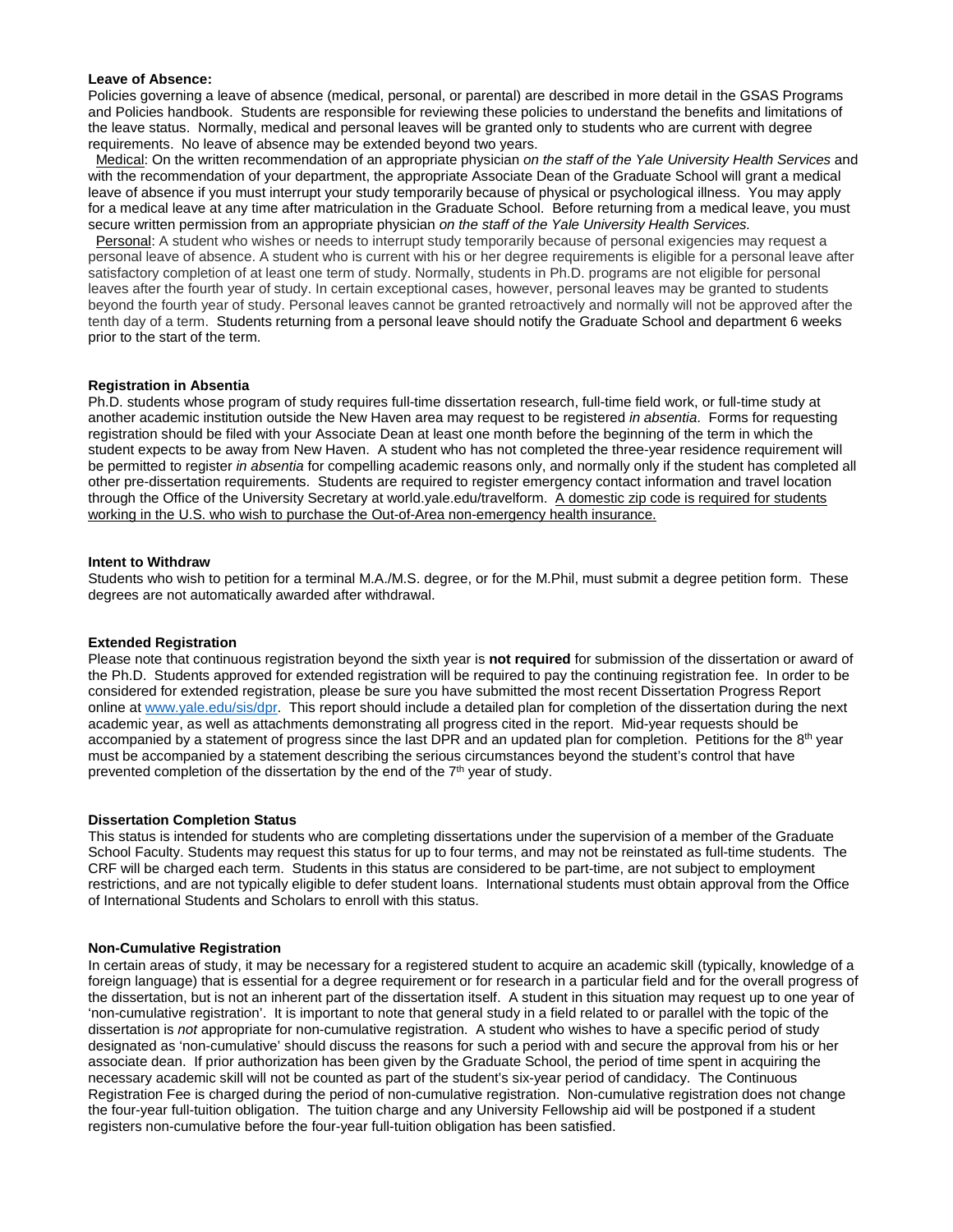**Leave of Absence:**

Policies governing a leave of absence (medical, personal, or parental) are described in more detail in the GSAS Programs and Policies handbook. Students are responsible for reviewing these policies to understand the benefits and limitations of the leave status. Normally, medical and personal leaves will be granted only to students who are current with degree requirements. No leave of absence may be extended beyond two years.

Medical: On the written recommendation of an appropriate physician *on the staff of the Yale University Health Services* and with the recommendation of your department, the appropriate Associate Dean of the Graduate School will grant a medical leave of absence if you must interrupt your study temporarily because of physical or psychological illness. You may apply for a medical leave at any time after matriculation in the Graduate School. Before returning from a medical leave, you must secure written permission from an appropriate physician *on the staff of the Yale University Health Services.*

Personal: A student who wishes or needs to interrupt study temporarily because of personal exigencies may request a personal leave of absence. A student who is current with his or her degree requirements is eligible for a personal leave after satisfactory completion of at least one term of study. Normally, students in Ph.D. programs are not eligible for personal leaves after the fourth year of study. In certain exceptional cases, however, personal leaves may be granted to students beyond the fourth year of study. Personal leaves cannot be granted retroactively and normally will not be approved after the tenth day of a term. Students returning from a personal leave should notify the Graduate School and department 6 weeks prior to the start of the term.

**Registration in Absentia**

Ph.D. students whose program of study requires full-time dissertation research, full-time field work, or full-time study at another academic institution outside the New Haven area may request to be registered *in absentia*. Forms for requesting registration should be filed with your Associate Dean at least one month before the beginning of the term in which the student expects to be away from New Haven. A student who has not completed the three-year residence requirement will be permitted to register *in absentia* for compelling academic reasons only, and normally only if the student has completed all other pre-dissertation requirements. Students are required to register emergency contact information and travel location through the Office of the University Secretary at world.yale.edu/travelform. A domestic zip code is required for students working in the U.S. who wish to purchase the Out-of-Area non-emergency health insurance.

**Intent to Withdraw**

Students who wish to petition for a terminal M.A./M.S. degree, or for the M.Phil, must submit a degree petition form. These degrees are not automatically awarded after withdrawal.

**Extended Registration**

Please note that continuous registration beyond the sixth year is **not required** for submission of the dissertation or award of the Ph.D. Students approved for extended registration will be required to pay the continuing registration fee. In order to be considered for extended registration, please be sure you have submitted the most recent Dissertation Progress Report online at www.yale.edu/sis/dpr. This report should include a detailed plan for completion of the dissertation during the next academic year, as well as attachments demonstrating all progress cited in the report. Mid-year requests should be accompanied by a statement of progress since the last DPR and an updated plan for completion. Petitions for the 8th year must be accompanied by a statement describing the serious circumstances beyond the student's control that have prevented completion of the dissertation by the end of the 7th year of study.

**Dissertation Completion Status**

This status is intended for students who are completing dissertations under the supervision of a member of the Graduate School Faculty. Students may request this status for up to four terms, and may not be reinstated as full-time students. The CRF will be charged each term. Students in this status are considered to be part-time, are not subject to employment restrictions, and are not typically eligible to defer student loans. International students must obtain approval from the Office of International Students and Scholars to enroll with this status.

**Non-Cumulative Registration**

In certain areas of study, it may be necessary for a registered student to acquire an academic skill (typically, knowledge of a foreign language) that is essential for a degree requirement or for research in a particular field and for the overall progress of the dissertation, but is not an inherent part of the dissertation itself. A student in this situation may request up to one year of 'non-cumulative registration'. It is important to note that general study in a field related to or parallel with the topic of the dissertation is *not* appropriate for non-cumulative registration. A student who wishes to have a specific period of study designated as 'non-cumulative' should discuss the reasons for such a period with and secure the approval from his or her associate dean. If prior authorization has been given by the Graduate School, the period of time spent in acquiring the necessary academic skill will not be counted as part of the student's six-year period of candidacy. The Continuous Registration Fee is charged during the period of non-cumulative registration. Non-cumulative registration does not change the four-year full-tuition obligation. The tuition charge and any University Fellowship aid will be postponed if a student registers non-cumulative before the four-year full-tuition obligation has been satisfied.